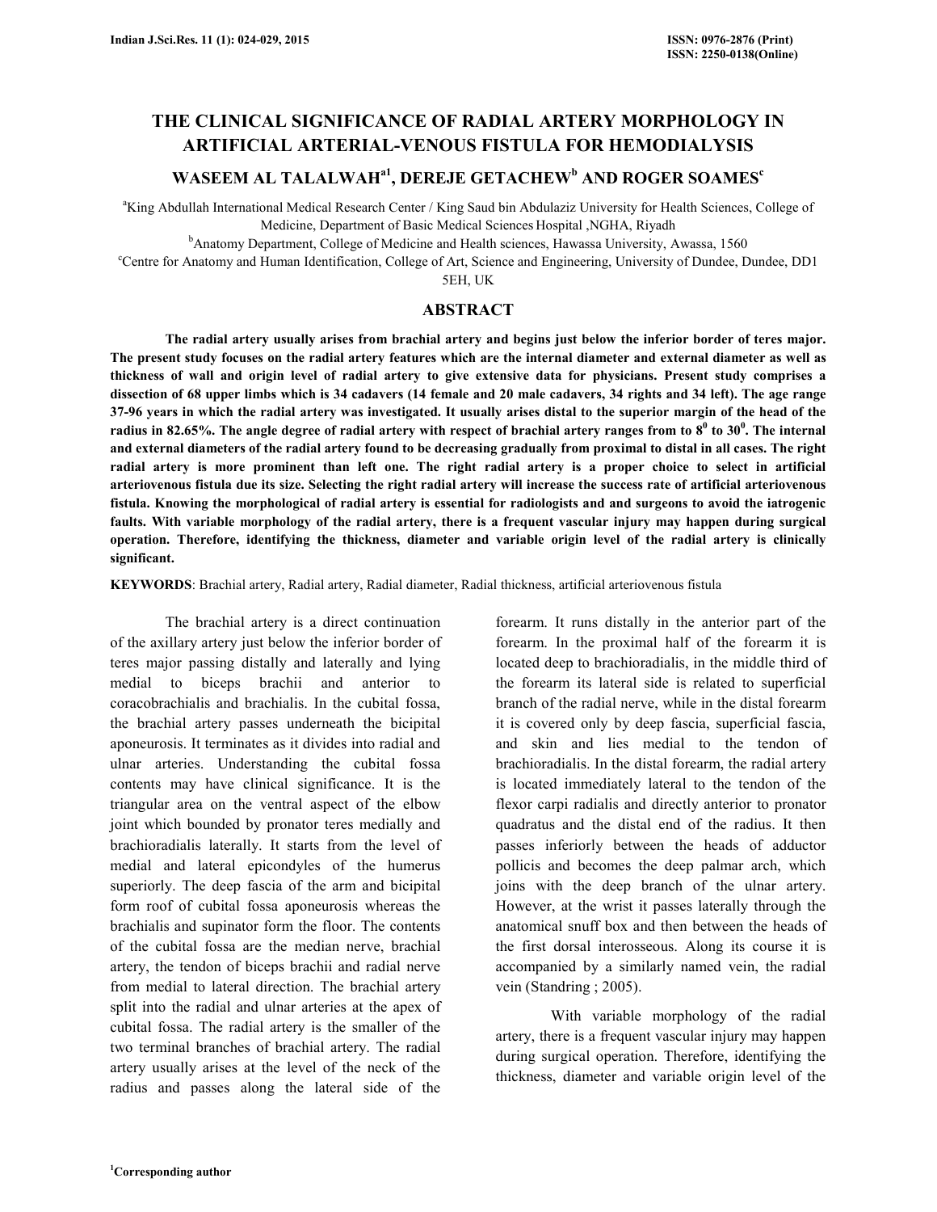# THE CLINICAL SIGNIFICANCE OF RADIAL ARTERY MORPHOLOGY IN ARTIFICIAL ARTERIAL-VENOUS FISTULA FOR HEMODIALYSIS

**WASEEM AL TALALWAH[a1], DEREJE GETACHEW[b] AND ROGER SOAMES[c]**

[a]King Abdullah International Medical Research Center / King Saud bin Abdulaziz University for Health Sciences, College of Medicine, Department of Basic Medical Sciences Hospital ,NGHA, Riyadh

[b]Anatomy Department, College of Medicine and Health sciences, Hawassa University, Awassa, 1560

[c]Centre for Anatomy and Human Identification, College of Art, Science and Engineering, University of Dundee, Dundee, DD1 5EH, UK

## ABSTRACT

**The radial artery usually arises from brachial artery and begins just below the inferior border of teres major. The present study focuses on the radial artery features which are the internal diameter and external diameter as well as thickness of wall and origin level of radial artery to give extensive data for physicians. Present study comprises a dissection of 68 upper limbs which is 34 cadavers (14 female and 20 male cadavers, 34 rights and 34 left). The age range 37-96 years in which the radial artery was investigated. It usually arises distal to the superior margin of the head of the radius in 82.65%. The angle degree of radial artery with respect of brachial artery ranges from to $8^0$ to $30^0$. The internal and external diameters of the radial artery found to be decreasing gradually from proximal to distal in all cases. The right radial artery is more prominent than left one. The right radial artery is a proper choice to select in artificial arteriovenous fistula due its size. Selecting the right radial artery will increase the success rate of artificial arteriovenous fistula. Knowing the morphological of radial artery is essential for radiologists and and surgeons to avoid the iatrogenic faults. With variable morphology of the radial artery, there is a frequent vascular injury may happen during surgical operation. Therefore, identifying the thickness, diameter and variable origin level of the radial artery is clinically significant.**

**KEYWORDS**: Brachial artery, Radial artery, Radial diameter, Radial thickness, artificial arteriovenous fistula

The brachial artery is a direct continuation of the axillary artery just below the inferior border of teres major passing distally and laterally and lying medial to biceps brachii and anterior to coracobrachialis and brachialis. In the cubital fossa, the brachial artery passes underneath the bicipital aponeurosis. It terminates as it divides into radial and ulnar arteries. Understanding the cubital fossa contents may have clinical significance. It is the triangular area on the ventral aspect of the elbow joint which bounded by pronator teres medially and brachioradialis laterally. It starts from the level of medial and lateral epicondyles of the humerus superiorly. The deep fascia of the arm and bicipital form roof of cubital fossa aponeurosis whereas the brachialis and supinator form the floor. The contents of the cubital fossa are the median nerve, brachial artery, the tendon of biceps brachii and radial nerve from medial to lateral direction. The brachial artery split into the radial and ulnar arteries at the apex of cubital fossa. The radial artery is the smaller of the two terminal branches of brachial artery. The radial artery usually arises at the level of the neck of the radius and passes along the lateral side of the forearm. It runs distally in the anterior part of the forearm. In the proximal half of the forearm it is located deep to brachioradialis, in the middle third of the forearm its lateral side is related to superficial branch of the radial nerve, while in the distal forearm it is covered only by deep fascia, superficial fascia, and skin and lies medial to the tendon of brachioradialis. In the distal forearm, the radial artery is located immediately lateral to the tendon of the flexor carpi radialis and directly anterior to pronator quadratus and the distal end of the radius. It then passes inferiorly between the heads of adductor pollicis and becomes the deep palmar arch, which joins with the deep branch of the ulnar artery. However, at the wrist it passes laterally through the anatomical snuff box and then between the heads of the first dorsal interosseous. Along its course it is accompanied by a similarly named vein, the radial vein (Standring ; 2005).

With variable morphology of the radial artery, there is a frequent vascular injury may happen during surgical operation. Therefore, identifying the thickness, diameter and variable origin level of the

[1]Corresponding author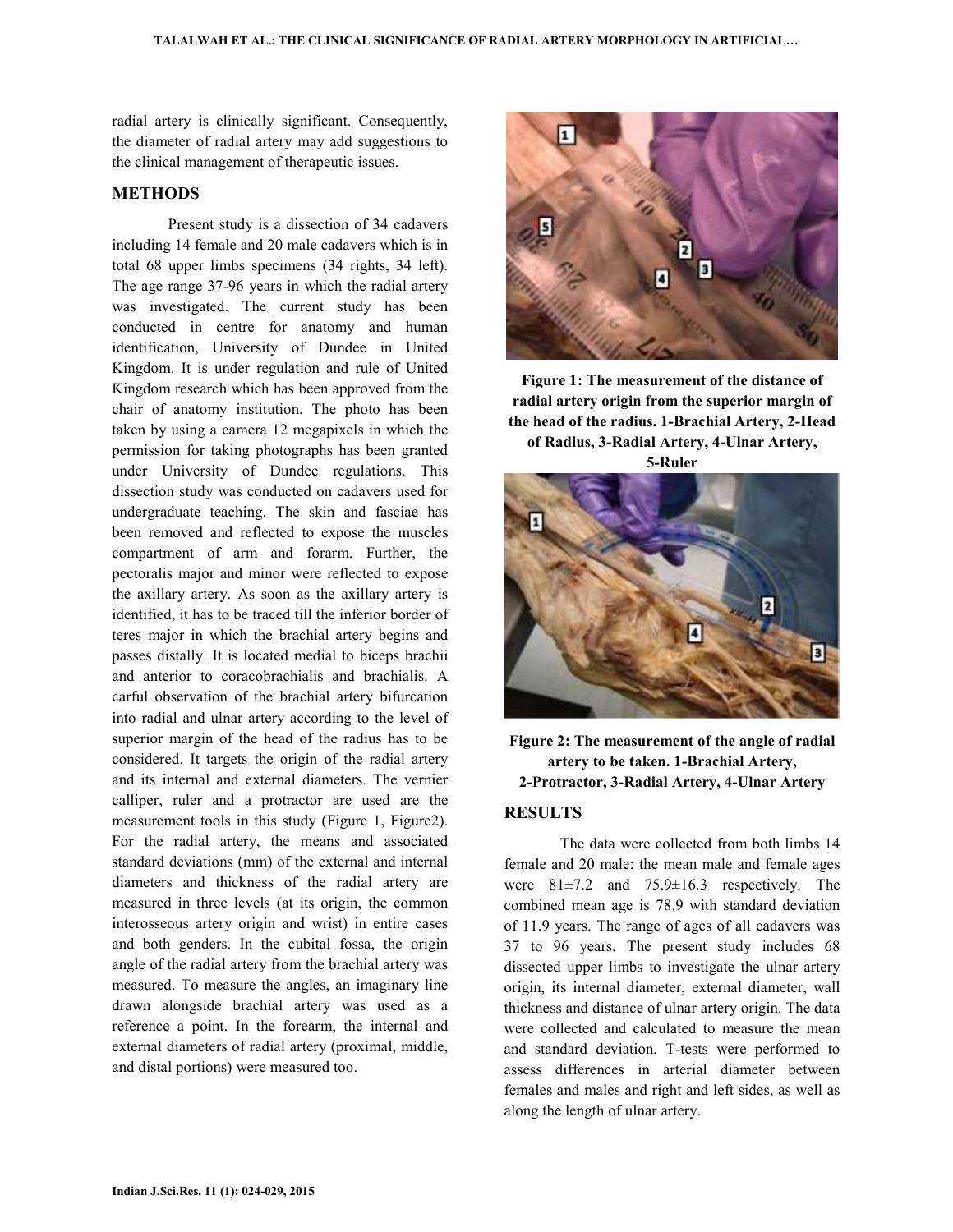radial artery is clinically significant. Consequently, the diameter of radial artery may add suggestions to the clinical management of therapeutic issues.

## METHODS

Present study is a dissection of 34 cadavers including 14 female and 20 male cadavers which is in total 68 upper limbs specimens (34 rights, 34 left). The age range 37-96 years in which the radial artery was investigated. The current study has been conducted in centre for anatomy and human identification, University of Dundee in United Kingdom. It is under regulation and rule of United Kingdom research which has been approved from the chair of anatomy institution. The photo has been taken by using a camera 12 megapixels in which the permission for taking photographs has been granted under University of Dundee regulations. This dissection study was conducted on cadavers used for undergraduate teaching. The skin and fasciae has been removed and reflected to expose the muscles compartment of arm and forarm. Further, the pectoralis major and minor were reflected to expose the axillary artery. As soon as the axillary artery is identified, it has to be traced till the inferior border of teres major in which the brachial artery begins and passes distally. It is located medial to biceps brachii and anterior to coracobrachialis and brachialis. A carful observation of the brachial artery bifurcation into radial and ulnar artery according to the level of superior margin of the head of the radius has to be considered. It targets the origin of the radial artery and its internal and external diameters. The vernier calliper, ruler and a protractor are used are the measurement tools in this study (Figure 1, Figure2). For the radial artery, the means and associated standard deviations (mm) of the external and internal diameters and thickness of the radial artery are measured in three levels (at its origin, the common interosseous artery origin and wrist) in entire cases and both genders. In the cubital fossa, the origin angle of the radial artery from the brachial artery was measured. To measure the angles, an imaginary line drawn alongside brachial artery was used as a reference a point. In the forearm, the internal and external diameters of radial artery (proximal, middle, and distal portions) were measured too.

**Figure 1: The measurement of the distance of radial artery origin from the superior margin of the head of the radius. 1-Brachial Artery, 2-Head of Radius, 3-Radial Artery, 4-Ulnar Artery, 5-Ruler**

**Figure 2: The measurement of the angle of radial artery to be taken. 1-Brachial Artery, 2-Protractor, 3-Radial Artery, 4-Ulnar Artery**

## RESULTS

The data were collected from both limbs 14 female and 20 male: the mean male and female ages were 81±7.2 and 75.9±16.3 respectively. The combined mean age is 78.9 with standard deviation of 11.9 years. The range of ages of all cadavers was 37 to 96 years. The present study includes 68 dissected upper limbs to investigate the ulnar artery origin, its internal diameter, external diameter, wall thickness and distance of ulnar artery origin. The data were collected and calculated to measure the mean and standard deviation. T-tests were performed to assess differences in arterial diameter between females and males and right and left sides, as well as along the length of ulnar artery.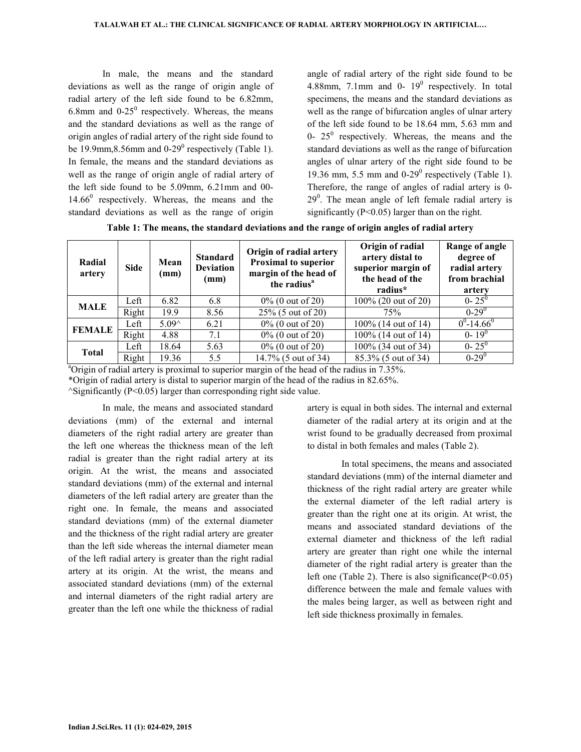In male, the means and the standard deviations as well as the range of origin angle of radial artery of the left side found to be 6.82mm, 6.8mm and 0-25$^0$ respectively. Whereas, the means and the standard deviations as well as the range of origin angles of radial artery of the right side found to be 19.9mm,8.56mm and 0-29$^0$ respectively (Table 1). In female, the means and the standard deviations as well as the range of origin angle of radial artery of the left side found to be 5.09mm, 6.21mm and 00-14.66$^0$ respectively. Whereas, the means and the standard deviations as well as the range of origin angle of radial artery of the right side found to be 4.88mm, 7.1mm and 0- 19$^0$ respectively. In total specimens, the means and the standard deviations as well as the range of bifurcation angles of ulnar artery of the left side found to be 18.64 mm, 5.63 mm and 0- 25$^0$ respectively. Whereas, the means and the standard deviations as well as the range of bifurcation angles of ulnar artery of the right side found to be 19.36 mm, 5.5 mm and 0-29$^0$ respectively (Table 1). Therefore, the range of angles of radial artery is 0-29$^0$. The mean angle of left female radial artery is significantly ($P<0.05$) larger than on the right.

**Table 1: The means, the standard deviations and the range of origin angles of radial artery**

| Radial artery | Side | Mean (mm) | Standard Deviation (mm) | Origin of radial artery Proximal to superior margin of the head of the radius[a] | Origin of radial artery distal to superior margin of the head of the radius* | Range of angle degree of radial artery from brachial artery |
|---|---|---|---|---|---|---|
| MALE | Left | 6.82 | 6.8 | 0% (0 out of 20) | 100% (20 out of 20) | 0- 25$^0$ |
| | Right | 19.9 | 8.56 | 25% (5 out of 20) | 75% | 0-29$^0$ |
| FEMALE | Left | 5.09^ | 6.21 | 0% (0 out of 20) | 100% (14 out of 14) | 0$^0$-14.66$^0$ |
| | Right | 4.88 | 7.1 | 0% (0 out of 20) | 100% (14 out of 14) | 0- 19$^0$ |
| Total | Left | 18.64 | 5.63 | 0% (0 out of 20) | 100% (34 out of 34) | 0- 25$^0$ |
| | Right | 19.36 | 5.5 | 14.7% (5 out of 34) | 85.3% (5 out of 34) | 0-29$^0$ |

[a]Origin of radial artery is proximal to superior margin of the head of the radius in 7.35%.
*Origin of radial artery is distal to superior margin of the head of the radius in 82.65%.
^Significantly ($P<0.05$) larger than corresponding right side value.

In male, the means and associated standard deviations (mm) of the external and internal diameters of the right radial artery are greater than the left one whereas the thickness mean of the left radial is greater than the right radial artery at its origin. At the wrist, the means and associated standard deviations (mm) of the external and internal diameters of the left radial artery are greater than the right one. In female, the means and associated standard deviations (mm) of the external diameter and the thickness of the right radial artery are greater than the left side whereas the internal diameter mean of the left radial artery is greater than the right radial artery at its origin. At the wrist, the means and associated standard deviations (mm) of the external and internal diameters of the right radial artery are greater than the left one while the thickness of radial artery is equal in both sides. The internal and external diameter of the radial artery at its origin and at the wrist found to be gradually decreased from proximal to distal in both females and males (Table 2).

In total specimens, the means and associated standard deviations (mm) of the internal diameter and thickness of the right radial artery are greater while the external diameter of the left radial artery is greater than the right one at its origin. At wrist, the means and associated standard deviations of the external diameter and thickness of the left radial artery are greater than right one while the internal diameter of the right radial artery is greater than the left one (Table 2). There is also significance($P<0.05$) difference between the male and female values with the males being larger, as well as between right and left side thickness proximally in females.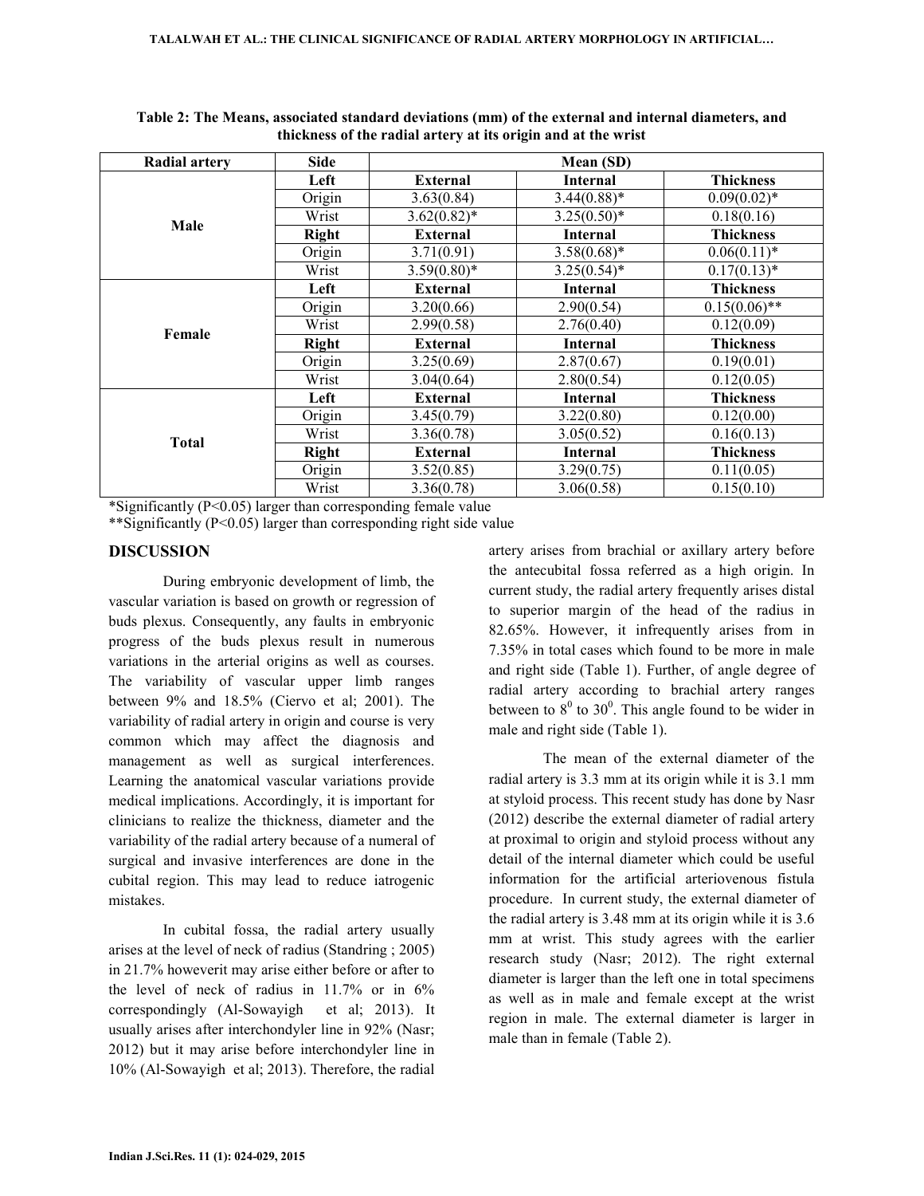**Table 2: The Means, associated standard deviations (mm) of the external and internal diameters, and thickness of the radial artery at its origin and at the wrist**

| Radial artery | Side | Mean (SD) | | |
|---|---|---|---|---|
| Male | **Left** | **External** | **Internal** | **Thickness** |
| | Origin | 3.63(0.84) | 3.44(0.88)* | 0.09(0.02)* |
| | Wrist | 3.62(0.82)* | 3.25(0.50)* | 0.18(0.16) |
| | **Right** | **External** | **Internal** | **Thickness** |
| | Origin | 3.71(0.91) | 3.58(0.68)* | 0.06(0.11)* |
| | Wrist | 3.59(0.80)* | 3.25(0.54)* | 0.17(0.13)* |
| Female | **Left** | **External** | **Internal** | **Thickness** |
| | Origin | 3.20(0.66) | 2.90(0.54) | 0.15(0.06)** |
| | Wrist | 2.99(0.58) | 2.76(0.40) | 0.12(0.09) |
| | **Right** | **External** | **Internal** | **Thickness** |
| | Origin | 3.25(0.69) | 2.87(0.67) | 0.19(0.01) |
| | Wrist | 3.04(0.64) | 2.80(0.54) | 0.12(0.05) |
| Total | **Left** | **External** | **Internal** | **Thickness** |
| | Origin | 3.45(0.79) | 3.22(0.80) | 0.12(0.00) |
| | Wrist | 3.36(0.78) | 3.05(0.52) | 0.16(0.13) |
| | **Right** | **External** | **Internal** | **Thickness** |
| | Origin | 3.52(0.85) | 3.29(0.75) | 0.11(0.05) |
| | Wrist | 3.36(0.78) | 3.06(0.58) | 0.15(0.10) |

*Significantly ($P<0.05$) larger than corresponding female value

**Significantly ($P<0.05$) larger than corresponding right side value

## DISCUSSION

During embryonic development of limb, the vascular variation is based on growth or regression of buds plexus. Consequently, any faults in embryonic progress of the buds plexus result in numerous variations in the arterial origins as well as courses. The variability of vascular upper limb ranges between 9% and 18.5% (Ciervo et al; 2001). The variability of radial artery in origin and course is very common which may affect the diagnosis and management as well as surgical interferences. Learning the anatomical vascular variations provide medical implications. Accordingly, it is important for clinicians to realize the thickness, diameter and the variability of the radial artery because of a numeral of surgical and invasive interferences are done in the cubital region. This may lead to reduce iatrogenic mistakes.

In cubital fossa, the radial artery usually arises at the level of neck of radius (Standring ; 2005) in 21.7% howeverit may arise either before or after to the level of neck of radius in 11.7% or in 6% correspondingly (Al-Sowayigh et al; 2013). It usually arises after interchondyler line in 92% (Nasr; 2012) but it may arise before interchondyler line in 10% (Al-Sowayigh et al; 2013). Therefore, the radial artery arises from brachial or axillary artery before the antecubital fossa referred as a high origin. In current study, the radial artery frequently arises distal to superior margin of the head of the radius in 82.65%. However, it infrequently arises from in 7.35% in total cases which found to be more in male and right side (Table 1). Further, of angle degree of radial artery according to brachial artery ranges between to $8^0$ to $30^0$. This angle found to be wider in male and right side (Table 1).

The mean of the external diameter of the radial artery is 3.3 mm at its origin while it is 3.1 mm at styloid process. This recent study has done by Nasr (2012) describe the external diameter of radial artery at proximal to origin and styloid process without any detail of the internal diameter which could be useful information for the artificial arteriovenous fistula procedure. In current study, the external diameter of the radial artery is 3.48 mm at its origin while it is 3.6 mm at wrist. This study agrees with the earlier research study (Nasr; 2012). The right external diameter is larger than the left one in total specimens as well as in male and female except at the wrist region in male. The external diameter is larger in male than in female (Table 2).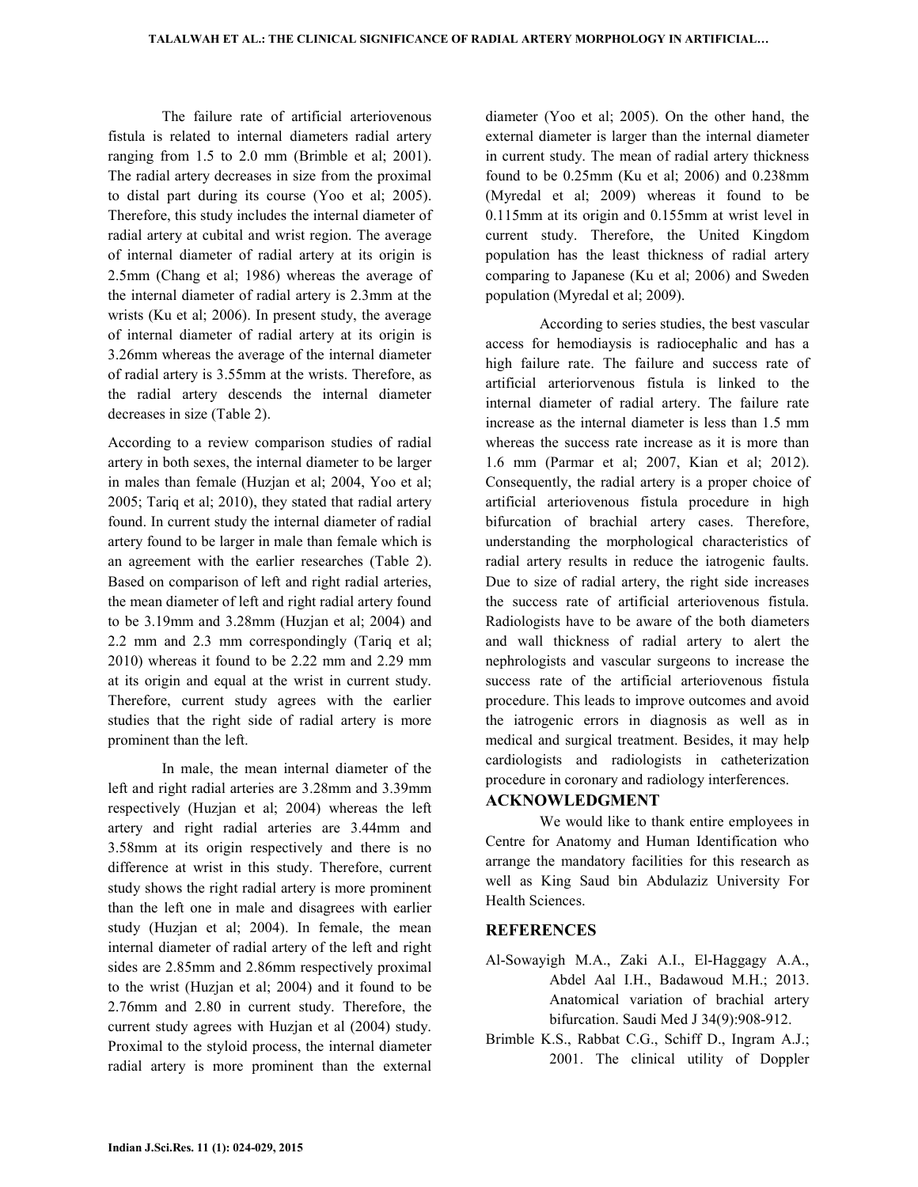The failure rate of artificial arteriovenous fistula is related to internal diameters radial artery ranging from 1.5 to 2.0 mm (Brimble et al; 2001). The radial artery decreases in size from the proximal to distal part during its course (Yoo et al; 2005). Therefore, this study includes the internal diameter of radial artery at cubital and wrist region. The average of internal diameter of radial artery at its origin is 2.5mm (Chang et al; 1986) whereas the average of the internal diameter of radial artery is 2.3mm at the wrists (Ku et al; 2006). In present study, the average of internal diameter of radial artery at its origin is 3.26mm whereas the average of the internal diameter of radial artery is 3.55mm at the wrists. Therefore, as the radial artery descends the internal diameter decreases in size (Table 2).

According to a review comparison studies of radial artery in both sexes, the internal diameter to be larger in males than female (Huzjan et al; 2004, Yoo et al; 2005; Tariq et al; 2010), they stated that radial artery found. In current study the internal diameter of radial artery found to be larger in male than female which is an agreement with the earlier researches (Table 2). Based on comparison of left and right radial arteries, the mean diameter of left and right radial artery found to be 3.19mm and 3.28mm (Huzjan et al; 2004) and 2.2 mm and 2.3 mm correspondingly (Tariq et al; 2010) whereas it found to be 2.22 mm and 2.29 mm at its origin and equal at the wrist in current study. Therefore, current study agrees with the earlier studies that the right side of radial artery is more prominent than the left.

In male, the mean internal diameter of the left and right radial arteries are 3.28mm and 3.39mm respectively (Huzjan et al; 2004) whereas the left artery and right radial arteries are 3.44mm and 3.58mm at its origin respectively and there is no difference at wrist in this study. Therefore, current study shows the right radial artery is more prominent than the left one in male and disagrees with earlier study (Huzjan et al; 2004). In female, the mean internal diameter of radial artery of the left and right sides are 2.85mm and 2.86mm respectively proximal to the wrist (Huzjan et al; 2004) and it found to be 2.76mm and 2.80 in current study. Therefore, the current study agrees with Huzjan et al (2004) study. Proximal to the styloid process, the internal diameter radial artery is more prominent than the external diameter (Yoo et al; 2005). On the other hand, the external diameter is larger than the internal diameter in current study. The mean of radial artery thickness found to be 0.25mm (Ku et al; 2006) and 0.238mm (Myredal et al; 2009) whereas it found to be 0.115mm at its origin and 0.155mm at wrist level in current study. Therefore, the United Kingdom population has the least thickness of radial artery comparing to Japanese (Ku et al; 2006) and Sweden population (Myredal et al; 2009).

According to series studies, the best vascular access for hemodiaysis is radiocephalic and has a high failure rate. The failure and success rate of artificial arteriorvenous fistula is linked to the internal diameter of radial artery. The failure rate increase as the internal diameter is less than 1.5 mm whereas the success rate increase as it is more than 1.6 mm (Parmar et al; 2007, Kian et al; 2012). Consequently, the radial artery is a proper choice of artificial arteriovenous fistula procedure in high bifurcation of brachial artery cases. Therefore, understanding the morphological characteristics of radial artery results in reduce the iatrogenic faults. Due to size of radial artery, the right side increases the success rate of artificial arteriovenous fistula. Radiologists have to be aware of the both diameters and wall thickness of radial artery to alert the nephrologists and vascular surgeons to increase the success rate of the artificial arteriovenous fistula procedure. This leads to improve outcomes and avoid the iatrogenic errors in diagnosis as well as in medical and surgical treatment. Besides, it may help cardiologists and radiologists in catheterization procedure in coronary and radiology interferences.

## ACKNOWLEDGMENT

We would like to thank entire employees in Centre for Anatomy and Human Identification who arrange the mandatory facilities for this research as well as King Saud bin Abdulaziz University For Health Sciences.

## REFERENCES

Al-Sowayigh M.A., Zaki A.I., El-Haggagy A.A., Abdel Aal I.H., Badawoud M.H.; 2013. Anatomical variation of brachial artery bifurcation. Saudi Med J 34(9):908-912.

Brimble K.S., Rabbat C.G., Schiff D., Ingram A.J.; 2001. The clinical utility of Doppler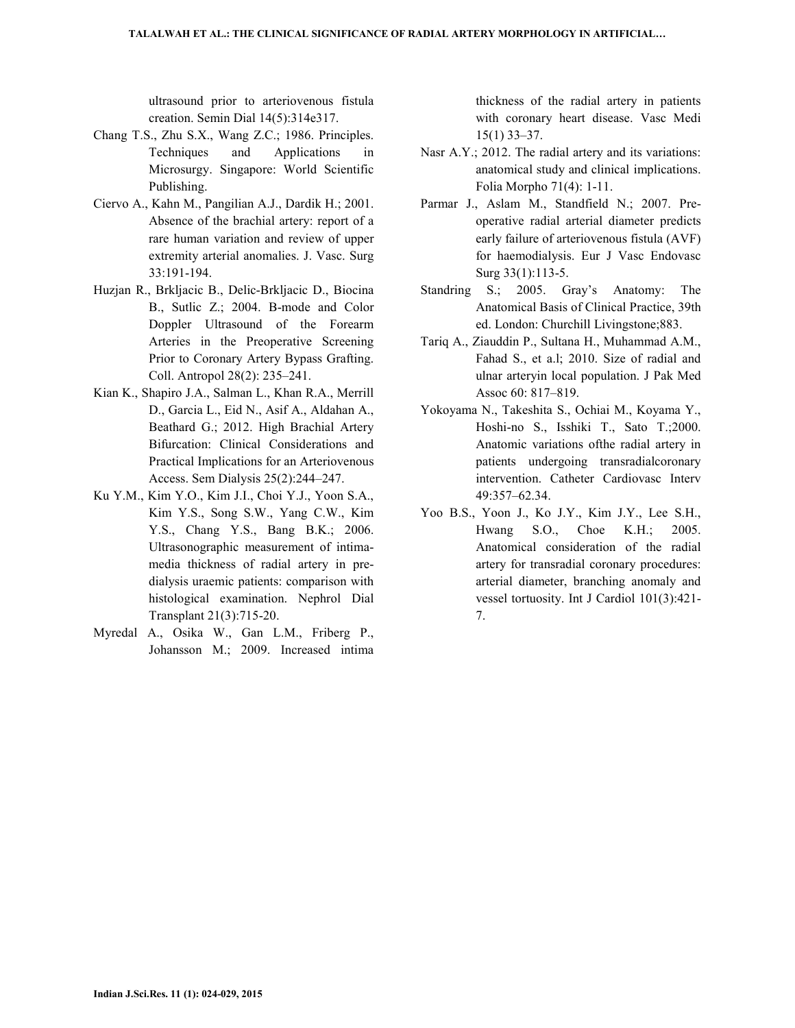ultrasound prior to arteriovenous fistula creation. Semin Dial 14(5):314e317.

Chang T.S., Zhu S.X., Wang Z.C.; 1986. Principles. Techniques and Applications in Microsurgy. Singapore: World Scientific Publishing.

Ciervo A., Kahn M., Pangilian A.J., Dardik H.; 2001. Absence of the brachial artery: report of a rare human variation and review of upper extremity arterial anomalies. J. Vasc. Surg 33:191-194.

Huzjan R., Brkljacic B., Delic-Brkljacic D., Biocina B., Sutlic Z.; 2004. B-mode and Color Doppler Ultrasound of the Forearm Arteries in the Preoperative Screening Prior to Coronary Artery Bypass Grafting. Coll. Antropol 28(2): 235–241.

Kian K., Shapiro J.A., Salman L., Khan R.A., Merrill D., Garcia L., Eid N., Asif A., Aldahan A., Beathard G.; 2012. High Brachial Artery Bifurcation: Clinical Considerations and Practical Implications for an Arteriovenous Access. Sem Dialysis 25(2):244–247.

Ku Y.M., Kim Y.O., Kim J.I., Choi Y.J., Yoon S.A., Kim Y.S., Song S.W., Yang C.W., Kim Y.S., Chang Y.S., Bang B.K.; 2006. Ultrasonographic measurement of intima-media thickness of radial artery in pre-dialysis uraemic patients: comparison with histological examination. Nephrol Dial Transplant 21(3):715-20.

Myredal A., Osika W., Gan L.M., Friberg P., Johansson M.; 2009. Increased intima thickness of the radial artery in patients with coronary heart disease. Vasc Medi 15(1) 33–37.

Nasr A.Y.; 2012. The radial artery and its variations: anatomical study and clinical implications. Folia Morpho 71(4): 1-11.

Parmar J., Aslam M., Standfield N.; 2007. Pre-operative radial arterial diameter predicts early failure of arteriovenous fistula (AVF) for haemodialysis. Eur J Vasc Endovasc Surg 33(1):113-5.

Standring S.; 2005. Gray's Anatomy: The Anatomical Basis of Clinical Practice, 39th ed. London: Churchill Livingstone;883.

Tariq A., Ziauddin P., Sultana H., Muhammad A.M., Fahad S., et a.l; 2010. Size of radial and ulnar arteryin local population. J Pak Med Assoc 60: 817–819.

Yokoyama N., Takeshita S., Ochiai M., Koyama Y., Hoshi-no S., Isshiki T., Sato T.;2000. Anatomic variations ofthe radial artery in patients undergoing transradialcoronary intervention. Catheter Cardiovasc Interv 49:357–62.34.

Yoo B.S., Yoon J., Ko J.Y., Kim J.Y., Lee S.H., Hwang S.O., Choe K.H.; 2005. Anatomical consideration of the radial artery for transradial coronary procedures: arterial diameter, branching anomaly and vessel tortuosity. Int J Cardiol 101(3):421-7.